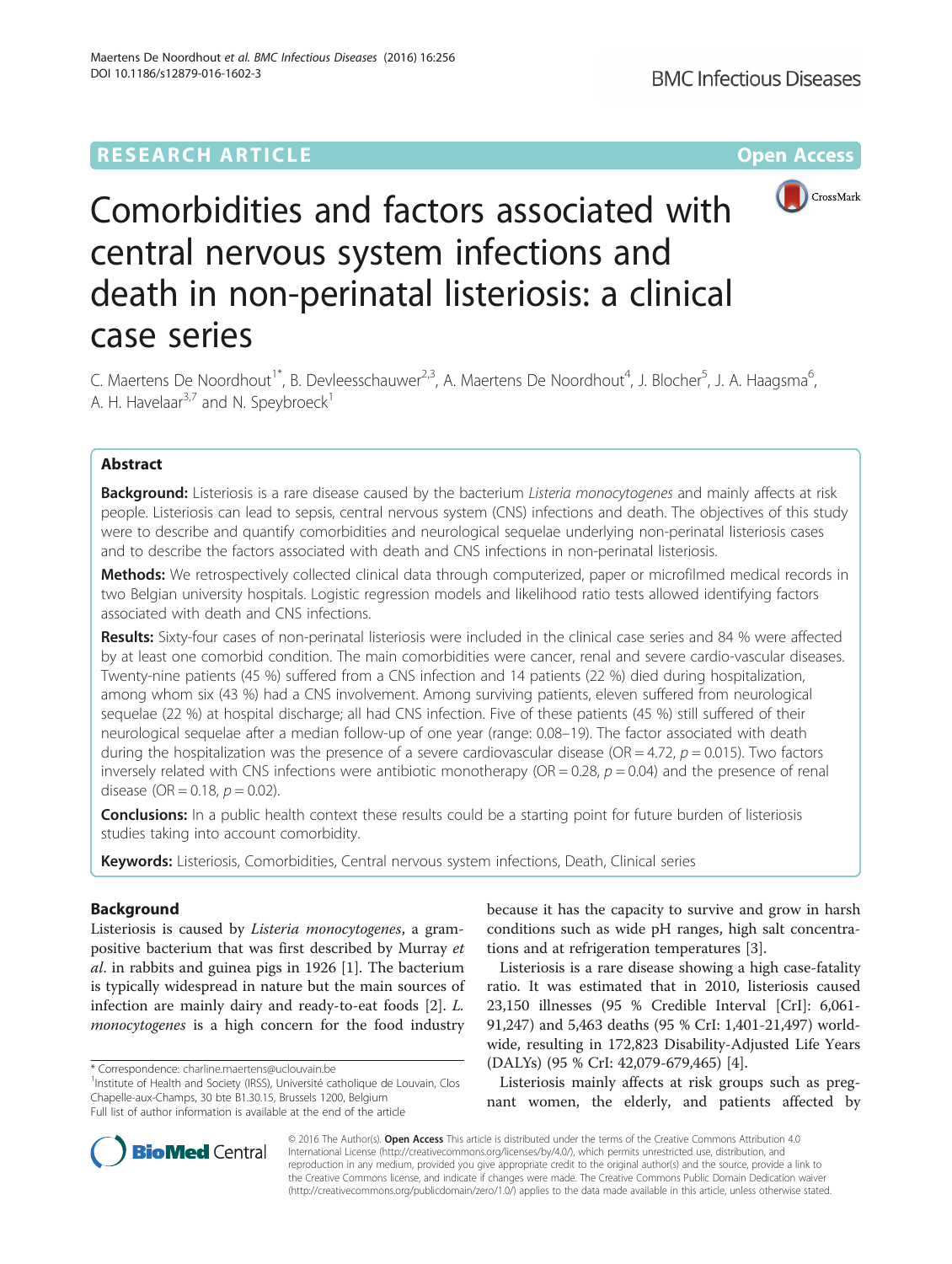RESEARCH ARTICLE

Open Access

# Comorbidities and factors associated with central nervous system infections and death in non-perinatal listeriosis: a clinical case series

C. Maertens De Noordhout[1*], B. Devleesschauwer[2,3], A. Maertens De Noordhout[4], J. Blocher[5], J. A. Haagsma[6], A. H. Havelaar[3,7] and N. Speybroeck[1]

## Abstract

**Background:** Listeriosis is a rare disease caused by the bacterium *Listeria monocytogenes* and mainly affects at risk people. Listeriosis can lead to sepsis, central nervous system (CNS) infections and death. The objectives of this study were to describe and quantify comorbidities and neurological sequelae underlying non-perinatal listeriosis cases and to describe the factors associated with death and CNS infections in non-perinatal listeriosis.

**Methods:** We retrospectively collected clinical data through computerized, paper or microfilmed medical records in two Belgian university hospitals. Logistic regression models and likelihood ratio tests allowed identifying factors associated with death and CNS infections.

**Results:** Sixty-four cases of non-perinatal listeriosis were included in the clinical case series and 84 % were affected by at least one comorbid condition. The main comorbidities were cancer, renal and severe cardio-vascular diseases. Twenty-nine patients (45 %) suffered from a CNS infection and 14 patients (22 %) died during hospitalization, among whom six (43 %) had a CNS involvement. Among surviving patients, eleven suffered from neurological sequelae (22 %) at hospital discharge; all had CNS infection. Five of these patients (45 %) still suffered of their neurological sequelae after a median follow-up of one year (range: 0.08–19). The factor associated with death during the hospitalization was the presence of a severe cardiovascular disease (OR = 4.72, $p = 0.015$). Two factors inversely related with CNS infections were antibiotic monotherapy (OR = 0.28, $p = 0.04$) and the presence of renal disease (OR = 0.18, $p = 0.02$).

**Conclusions:** In a public health context these results could be a starting point for future burden of listeriosis studies taking into account comorbidity.

**Keywords:** Listeriosis, Comorbidities, Central nervous system infections, Death, Clinical series

## Background

Listeriosis is caused by *Listeria monocytogenes*, a gram-positive bacterium that was first described by Murray *et al.* in rabbits and guinea pigs in 1926 [1]. The bacterium is typically widespread in nature but the main sources of infection are mainly dairy and ready-to-eat foods [2]. *L. monocytogenes* is a high concern for the food industry because it has the capacity to survive and grow in harsh conditions such as wide pH ranges, high salt concentrations and at refrigeration temperatures [3].

Listeriosis is a rare disease showing a high case-fatality ratio. It was estimated that in 2010, listeriosis caused 23,150 illnesses (95 % Credible Interval [CrI]: 6,061-91,247) and 5,463 deaths (95 % CrI: 1,401-21,497) worldwide, resulting in 172,823 Disability-Adjusted Life Years (DALYs) (95 % CrI: 42,079-679,465) [4].

Listeriosis mainly affects at risk groups such as pregnant women, the elderly, and patients affected by

\* Correspondence: charline.maertens@uclouvain.be
[1]Institute of Health and Society (IRSS), Université catholique de Louvain, Clos Chapelle-aux-Champs, 30 bte B1.30.15, Brussels 1200, Belgium
Full list of author information is available at the end of the article

© 2016 The Author(s). **Open Access** This article is distributed under the terms of the Creative Commons Attribution 4.0 International License (http://creativecommons.org/licenses/by/4.0/), which permits unrestricted use, distribution, and reproduction in any medium, provided you give appropriate credit to the original author(s) and the source, provide a link to the Creative Commons license, and indicate if changes were made. The Creative Commons Public Domain Dedication waiver (http://creativecommons.org/publicdomain/zero/1.0/) applies to the data made available in this article, unless otherwise stated.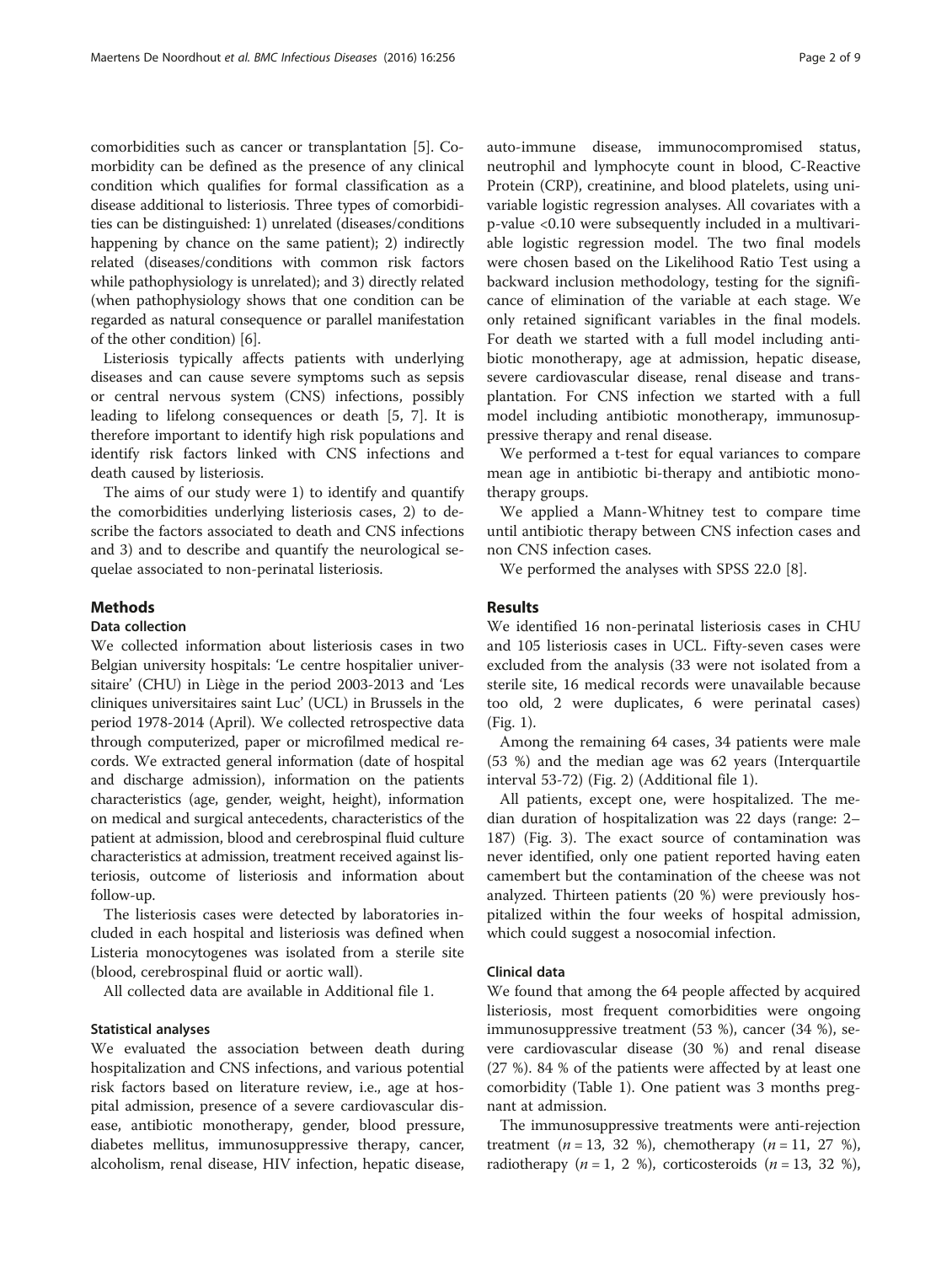comorbidities such as cancer or transplantation [5]. Comorbidity can be defined as the presence of any clinical condition which qualifies for formal classification as a disease additional to listeriosis. Three types of comorbidities can be distinguished: 1) unrelated (diseases/conditions happening by chance on the same patient); 2) indirectly related (diseases/conditions with common risk factors while pathophysiology is unrelated); and 3) directly related (when pathophysiology shows that one condition can be regarded as natural consequence or parallel manifestation of the other condition) [6].

Listeriosis typically affects patients with underlying diseases and can cause severe symptoms such as sepsis or central nervous system (CNS) infections, possibly leading to lifelong consequences or death [5, 7]. It is therefore important to identify high risk populations and identify risk factors linked with CNS infections and death caused by listeriosis.

The aims of our study were 1) to identify and quantify the comorbidities underlying listeriosis cases, 2) to describe the factors associated to death and CNS infections and 3) and to describe and quantify the neurological sequelae associated to non-perinatal listeriosis.

## Methods

### Data collection

We collected information about listeriosis cases in two Belgian university hospitals: 'Le centre hospitalier universitaire' (CHU) in Liège in the period 2003-2013 and 'Les cliniques universitaires saint Luc' (UCL) in Brussels in the period 1978-2014 (April). We collected retrospective data through computerized, paper or microfilmed medical records. We extracted general information (date of hospital and discharge admission), information on the patients characteristics (age, gender, weight, height), information on medical and surgical antecedents, characteristics of the patient at admission, blood and cerebrospinal fluid culture characteristics at admission, treatment received against listeriosis, outcome of listeriosis and information about follow-up.

The listeriosis cases were detected by laboratories included in each hospital and listeriosis was defined when Listeria monocytogenes was isolated from a sterile site (blood, cerebrospinal fluid or aortic wall).

All collected data are available in Additional file 1.

### Statistical analyses

We evaluated the association between death during hospitalization and CNS infections, and various potential risk factors based on literature review, i.e., age at hospital admission, presence of a severe cardiovascular disease, antibiotic monotherapy, gender, blood pressure, diabetes mellitus, immunosuppressive therapy, cancer, alcoholism, renal disease, HIV infection, hepatic disease, auto-immune disease, immunocompromised status, neutrophil and lymphocyte count in blood, C-Reactive Protein (CRP), creatinine, and blood platelets, using univariable logistic regression analyses. All covariates with a p-value <0.10 were subsequently included in a multivariable logistic regression model. The two final models were chosen based on the Likelihood Ratio Test using a backward inclusion methodology, testing for the significance of elimination of the variable at each stage. We only retained significant variables in the final models. For death we started with a full model including antibiotic monotherapy, age at admission, hepatic disease, severe cardiovascular disease, renal disease and transplantation. For CNS infection we started with a full model including antibiotic monotherapy, immunosuppressive therapy and renal disease.

We performed a t-test for equal variances to compare mean age in antibiotic bi-therapy and antibiotic monotherapy groups.

We applied a Mann-Whitney test to compare time until antibiotic therapy between CNS infection cases and non CNS infection cases.

We performed the analyses with SPSS 22.0 [8].

## Results

We identified 16 non-perinatal listeriosis cases in CHU and 105 listeriosis cases in UCL. Fifty-seven cases were excluded from the analysis (33 were not isolated from a sterile site, 16 medical records were unavailable because too old, 2 were duplicates, 6 were perinatal cases) (Fig. 1).

Among the remaining 64 cases, 34 patients were male (53 %) and the median age was 62 years (Interquartile interval 53-72) (Fig. 2) (Additional file 1).

All patients, except one, were hospitalized. The median duration of hospitalization was 22 days (range: 2–187) (Fig. 3). The exact source of contamination was never identified, only one patient reported having eaten camembert but the contamination of the cheese was not analyzed. Thirteen patients (20 %) were previously hospitalized within the four weeks of hospital admission, which could suggest a nosocomial infection.

### Clinical data

We found that among the 64 people affected by acquired listeriosis, most frequent comorbidities were ongoing immunosuppressive treatment (53 %), cancer (34 %), severe cardiovascular disease (30 %) and renal disease (27 %). 84 % of the patients were affected by at least one comorbidity (Table 1). One patient was 3 months pregnant at admission.

The immunosuppressive treatments were anti-rejection treatment ($n = 13$, 32 %), chemotherapy ($n = 11$, 27 %), radiotherapy ($n = 1$, 2 %), corticosteroids ($n = 13$, 32 %),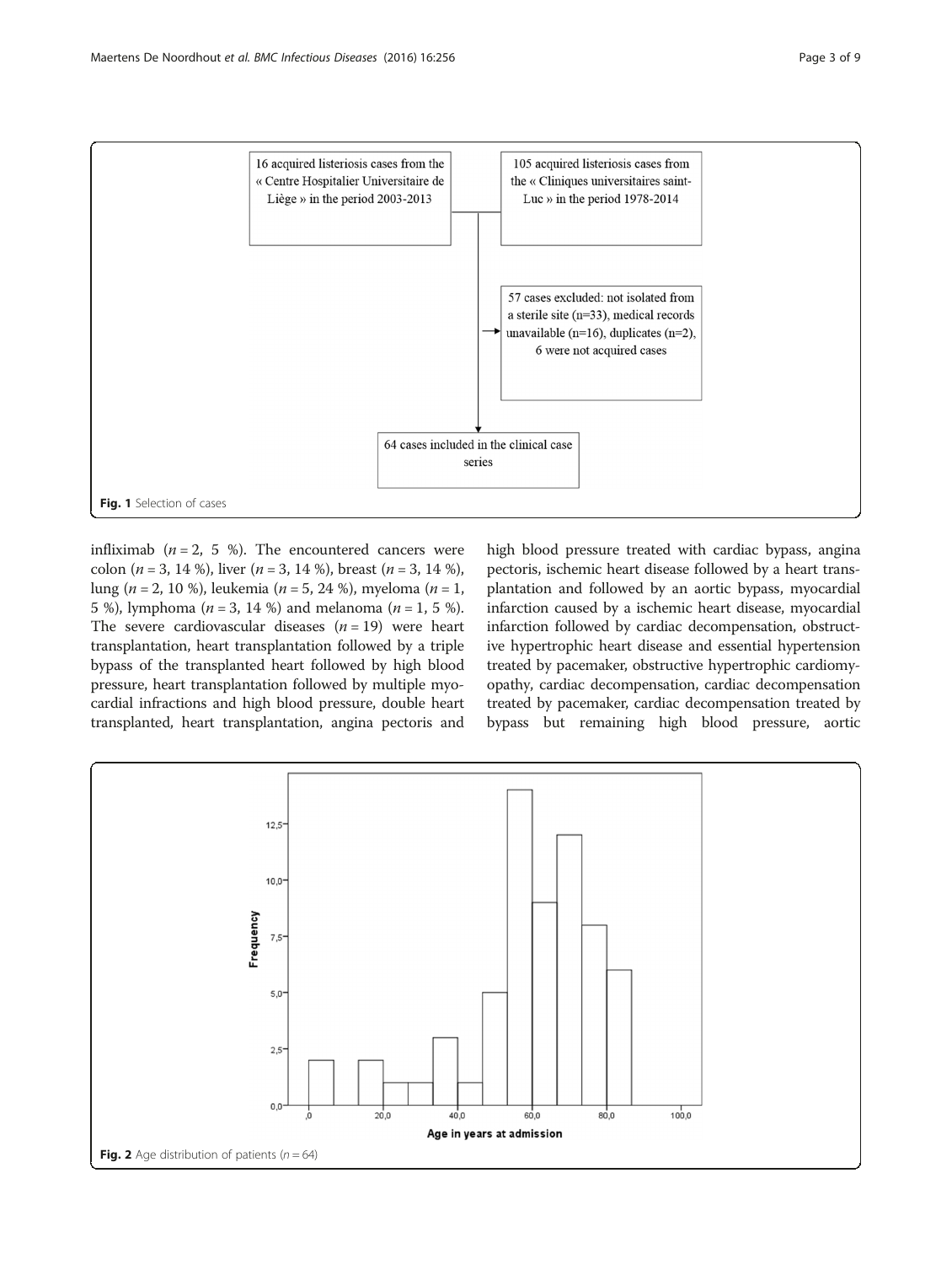16 acquired listeriosis cases from the « Centre Hospitalier Universitaire de Liège » in the period 2003-2013

105 acquired listeriosis cases from the « Cliniques universitaires saint-Luc » in the period 1978-2014

57 cases excluded: not isolated from a sterile site (n=33), medical records unavailable (n=16), duplicates (n=2), 6 were not acquired cases

64 cases included in the clinical case series

**Fig. 1** Selection of cases

infliximab ($n = 2$, 5 %). The encountered cancers were colon ($n = 3$, 14 %), liver ($n = 3$, 14 %), breast ($n = 3$, 14 %), lung ($n = 2$, 10 %), leukemia ($n = 5$, 24 %), myeloma ($n = 1$, 5 %), lymphoma ($n = 3$, 14 %) and melanoma ($n = 1$, 5 %). The severe cardiovascular diseases ($n = 19$) were heart transplantation, heart transplantation followed by a triple bypass of the transplanted heart followed by high blood pressure, heart transplantation followed by multiple myocardial infractions and high blood pressure, double heart transplanted, heart transplantation, angina pectoris and high blood pressure treated with cardiac bypass, angina pectoris, ischemic heart disease followed by a heart transplantation and followed by an aortic bypass, myocardial infarction caused by a ischemic heart disease, myocardial infarction followed by cardiac decompensation, obstructive hypertrophic heart disease and essential hypertension treated by pacemaker, obstructive hypertrophic cardiomyopathy, cardiac decompensation, cardiac decompensation treated by pacemaker, cardiac decompensation treated by bypass but remaining high blood pressure, aortic

**Fig. 2** Age distribution of patients ($n = 64$)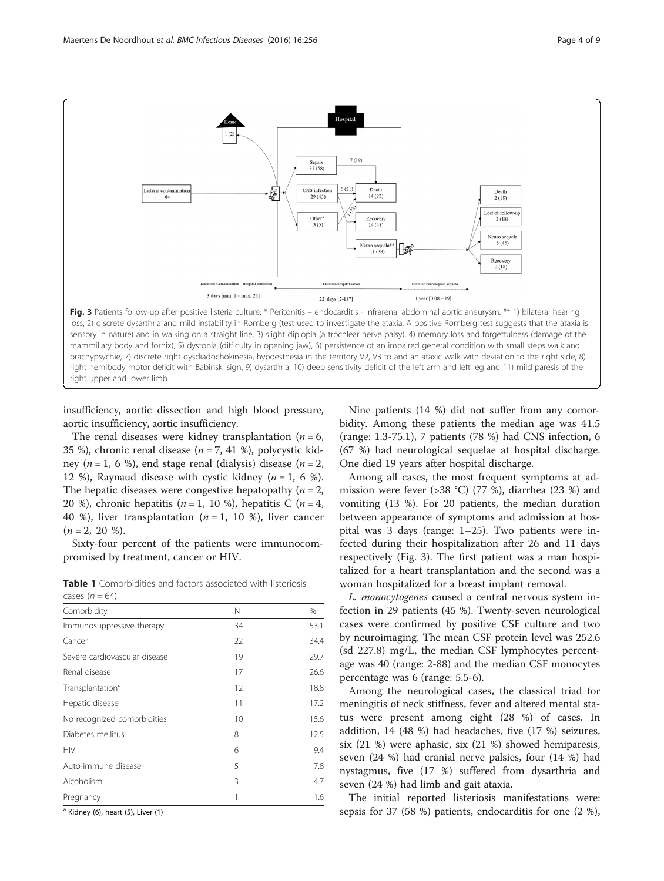Fig. 3 Patients follow-up after positive listeria culture. * Peritonitis – endocarditis - infrarenal abdominal aortic aneurysm. ** 1) bilateral hearing loss, 2) discrete dysarthria and mild instability in Romberg (test used to investigate the ataxia. A positive Romberg test suggests that the ataxia is sensory in nature) and in walking on a straight line, 3) slight diplopia (a trochlear nerve palsy), 4) memory loss and forgetfulness (damage of the mammillary body and fornix), 5) dystonia (difficulty in opening jaw), 6) persistence of an impaired general condition with small steps walk and brachypsychie, 7) discrete right dysdiadochokinesia, hypoesthesia in the territory V2, V3 to and an ataxic walk with deviation to the right side, 8) right hemibody motor deficit with Babinski sign, 9) dysarthria, 10) deep sensitivity deficit of the left arm and left leg and 11) mild paresis of the right upper and lower limb

insufficiency, aortic dissection and high blood pressure, aortic insufficiency, aortic insufficiency.

The renal diseases were kidney transplantation ($n = 6$, 35 %), chronic renal disease ($n = 7$, 41 %), polycystic kidney ($n = 1$, 6 %), end stage renal (dialysis) disease ($n = 2$, 12 %), Raynaud disease with cystic kidney ($n = 1$, 6 %). The hepatic diseases were congestive hepatopathy ($n = 2$, 20 %), chronic hepatitis ($n = 1$, 10 %), hepatitis C ($n = 4$, 40 %), liver transplantation ($n = 1$, 10 %), liver cancer ($n = 2$, 20 %).

Sixty-four percent of the patients were immunocompromised by treatment, cancer or HIV.

**Table 1** Comorbidities and factors associated with listeriosis cases ($n = 64$)

| Comorbidity | N | % |
|---|---|---|
| Immunosuppressive therapy | 34 | 53.1 |
| Cancer | 22 | 34.4 |
| Severe cardiovascular disease | 19 | 29.7 |
| Renal disease | 17 | 26.6 |
| Transplantation[a] | 12 | 18.8 |
| Hepatic disease | 11 | 17.2 |
| No recognized comorbidities | 10 | 15.6 |
| Diabetes mellitus | 8 | 12.5 |
| HIV | 6 | 9.4 |
| Auto-immune disease | 5 | 7.8 |
| Alcoholism | 3 | 4.7 |
| Pregnancy | 1 | 1.6 |

[a] Kidney (6), heart (5), Liver (1)

Nine patients (14 %) did not suffer from any comorbidity. Among these patients the median age was 41.5 (range: 1.3-75.1), 7 patients (78 %) had CNS infection, 6 (67 %) had neurological sequelae at hospital discharge. One died 19 years after hospital discharge.

Among all cases, the most frequent symptoms at admission were fever (>38 °C) (77 %), diarrhea (23 %) and vomiting (13 %). For 20 patients, the median duration between appearance of symptoms and admission at hospital was 3 days (range: 1–25). Two patients were infected during their hospitalization after 26 and 11 days respectively (Fig. 3). The first patient was a man hospitalized for a heart transplantation and the second was a woman hospitalized for a breast implant removal.

*L. monocytogenes* caused a central nervous system infection in 29 patients (45 %). Twenty-seven neurological cases were confirmed by positive CSF culture and two by neuroimaging. The mean CSF protein level was 252.6 (sd 227.8) mg/L, the median CSF lymphocytes percentage was 40 (range: 2-88) and the median CSF monocytes percentage was 6 (range: 5.5-6).

Among the neurological cases, the classical triad for meningitis of neck stiffness, fever and altered mental status were present among eight (28 %) of cases. In addition, 14 (48 %) had headaches, five (17 %) seizures, six (21 %) were aphasic, six (21 %) showed hemiparesis, seven (24 %) had cranial nerve palsies, four (14 %) had nystagmus, five (17 %) suffered from dysarthria and seven (24 %) had limb and gait ataxia.

The initial reported listeriosis manifestations were: sepsis for 37 (58 %) patients, endocarditis for one (2 %),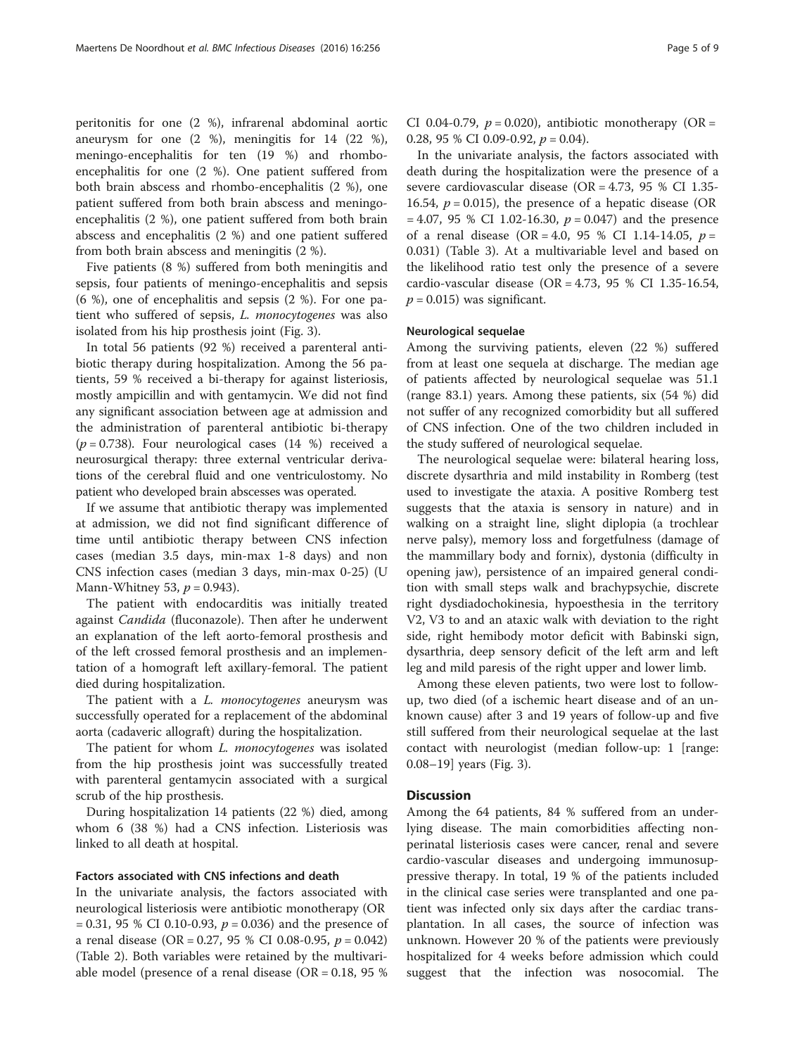peritonitis for one (2 %), infrarenal abdominal aortic aneurysm for one (2 %), meningitis for 14 (22 %), meningo-encephalitis for ten (19 %) and rhombo-encephalitis for one (2 %). One patient suffered from both brain abscess and rhombo-encephalitis (2 %), one patient suffered from both brain abscess and meningo-encephalitis (2 %), one patient suffered from both brain abscess and encephalitis (2 %) and one patient suffered from both brain abscess and meningitis (2 %).

Five patients (8 %) suffered from both meningitis and sepsis, four patients of meningo-encephalitis and sepsis (6 %), one of encephalitis and sepsis (2 %). For one patient who suffered of sepsis, *L. monocytogenes* was also isolated from his hip prosthesis joint (Fig. 3).

In total 56 patients (92 %) received a parenteral antibiotic therapy during hospitalization. Among the 56 patients, 59 % received a bi-therapy for against listeriosis, mostly ampicillin and with gentamycin. We did not find any significant association between age at admission and the administration of parenteral antibiotic bi-therapy ($p = 0.738$). Four neurological cases (14 %) received a neurosurgical therapy: three external ventricular derivations of the cerebral fluid and one ventriculostomy. No patient who developed brain abscesses was operated.

If we assume that antibiotic therapy was implemented at admission, we did not find significant difference of time until antibiotic therapy between CNS infection cases (median 3.5 days, min-max 1-8 days) and non CNS infection cases (median 3 days, min-max 0-25) (U Mann-Whitney 53, $p = 0.943$).

The patient with endocarditis was initially treated against *Candida* (fluconazole). Then after he underwent an explanation of the left aorto-femoral prosthesis and of the left crossed femoral prosthesis and an implementation of a homograft left axillary-femoral. The patient died during hospitalization.

The patient with a *L. monocytogenes* aneurysm was successfully operated for a replacement of the abdominal aorta (cadaveric allograft) during the hospitalization.

The patient for whom *L. monocytogenes* was isolated from the hip prosthesis joint was successfully treated with parenteral gentamycin associated with a surgical scrub of the hip prosthesis.

During hospitalization 14 patients (22 %) died, among whom 6 (38 %) had a CNS infection. Listeriosis was linked to all death at hospital.

### Factors associated with CNS infections and death

In the univariate analysis, the factors associated with neurological listeriosis were antibiotic monotherapy (OR = 0.31, 95 % CI 0.10-0.93, $p = 0.036$) and the presence of a renal disease (OR = 0.27, 95 % CI 0.08-0.95, $p = 0.042$) (Table 2). Both variables were retained by the multivariable model (presence of a renal disease (OR = 0.18, 95 % CI 0.04-0.79, $p = 0.020$), antibiotic monotherapy (OR = 0.28, 95 % CI 0.09-0.92, $p = 0.04$).

In the univariate analysis, the factors associated with death during the hospitalization were the presence of a severe cardiovascular disease (OR = 4.73, 95 % CI 1.35-16.54, $p = 0.015$), the presence of a hepatic disease (OR = 4.07, 95 % CI 1.02-16.30, $p = 0.047$) and the presence of a renal disease (OR = 4.0, 95 % CI 1.14-14.05, $p = 0.031$) (Table 3). At a multivariable level and based on the likelihood ratio test only the presence of a severe cardio-vascular disease (OR = 4.73, 95 % CI 1.35-16.54, $p = 0.015$) was significant.

### Neurological sequelae

Among the surviving patients, eleven (22 %) suffered from at least one sequela at discharge. The median age of patients affected by neurological sequelae was 51.1 (range 83.1) years. Among these patients, six (54 %) did not suffer of any recognized comorbidity but all suffered of CNS infection. One of the two children included in the study suffered of neurological sequelae.

The neurological sequelae were: bilateral hearing loss, discrete dysarthria and mild instability in Romberg (test used to investigate the ataxia. A positive Romberg test suggests that the ataxia is sensory in nature) and in walking on a straight line, slight diplopia (a trochlear nerve palsy), memory loss and forgetfulness (damage of the mammillary body and fornix), dystonia (difficulty in opening jaw), persistence of an impaired general condition with small steps walk and brachypsychie, discrete right dysdiadochokinesia, hypoesthesia in the territory V2, V3 to and an ataxic walk with deviation to the right side, right hemibody motor deficit with Babinski sign, dysarthria, deep sensory deficit of the left arm and left leg and mild paresis of the right upper and lower limb.

Among these eleven patients, two were lost to follow-up, two died (of a ischemic heart disease and of an unknown cause) after 3 and 19 years of follow-up and five still suffered from their neurological sequelae at the last contact with neurologist (median follow-up: 1 [range: 0.08–19] years (Fig. 3).

## Discussion

Among the 64 patients, 84 % suffered from an underlying disease. The main comorbidities affecting non-perinatal listeriosis cases were cancer, renal and severe cardio-vascular diseases and undergoing immunosuppressive therapy. In total, 19 % of the patients included in the clinical case series were transplanted and one patient was infected only six days after the cardiac transplantation. In all cases, the source of infection was unknown. However 20 % of the patients were previously hospitalized for 4 weeks before admission which could suggest that the infection was nosocomial. The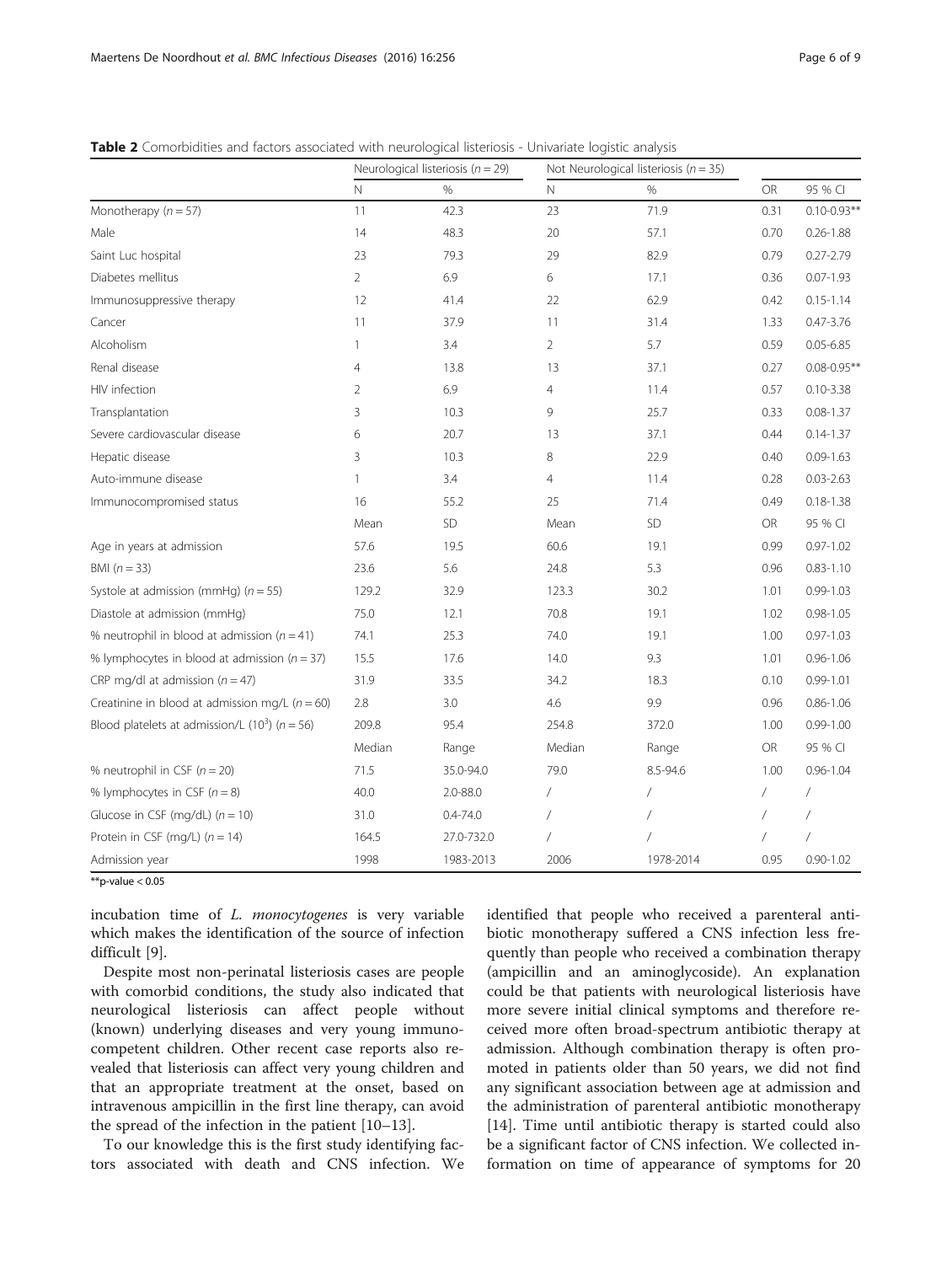**Table 2** Comorbidities and factors associated with neurological listeriosis - Univariate logistic analysis

| | Neurological listeriosis ($n = 29$) | | Not Neurological listeriosis ($n = 35$) | | | |
|---|---|---|---|---|---|---|
| | N | % | N | % | OR | 95 % CI |
| Monotherapy ($n = 57$) | 11 | 42.3 | 23 | 71.9 | 0.31 | 0.10-0.93** |
| Male | 14 | 48.3 | 20 | 57.1 | 0.70 | 0.26-1.88 |
| Saint Luc hospital | 23 | 79.3 | 29 | 82.9 | 0.79 | 0.27-2.79 |
| Diabetes mellitus | 2 | 6.9 | 6 | 17.1 | 0.36 | 0.07-1.93 |
| Immunosuppressive therapy | 12 | 41.4 | 22 | 62.9 | 0.42 | 0.15-1.14 |
| Cancer | 11 | 37.9 | 11 | 31.4 | 1.33 | 0.47-3.76 |
| Alcoholism | 1 | 3.4 | 2 | 5.7 | 0.59 | 0.05-6.85 |
| Renal disease | 4 | 13.8 | 13 | 37.1 | 0.27 | 0.08-0.95** |
| HIV infection | 2 | 6.9 | 4 | 11.4 | 0.57 | 0.10-3.38 |
| Transplantation | 3 | 10.3 | 9 | 25.7 | 0.33 | 0.08-1.37 |
| Severe cardiovascular disease | 6 | 20.7 | 13 | 37.1 | 0.44 | 0.14-1.37 |
| Hepatic disease | 3 | 10.3 | 8 | 22.9 | 0.40 | 0.09-1.63 |
| Auto-immune disease | 1 | 3.4 | 4 | 11.4 | 0.28 | 0.03-2.63 |
| Immunocompromised status | 16 | 55.2 | 25 | 71.4 | 0.49 | 0.18-1.38 |
| | Mean | SD | Mean | SD | OR | 95 % CI |
| Age in years at admission | 57.6 | 19.5 | 60.6 | 19.1 | 0.99 | 0.97-1.02 |
| BMI ($n = 33$) | 23.6 | 5.6 | 24.8 | 5.3 | 0.96 | 0.83-1.10 |
| Systole at admission (mmHg) ($n = 55$) | 129.2 | 32.9 | 123.3 | 30.2 | 1.01 | 0.99-1.03 |
| Diastole at admission (mmHg) | 75.0 | 12.1 | 70.8 | 19.1 | 1.02 | 0.98-1.05 |
| % neutrophil in blood at admission ($n = 41$) | 74.1 | 25.3 | 74.0 | 19.1 | 1.00 | 0.97-1.03 |
| % lymphocytes in blood at admission ($n = 37$) | 15.5 | 17.6 | 14.0 | 9.3 | 1.01 | 0.96-1.06 |
| CRP mg/dl at admission ($n = 47$) | 31.9 | 33.5 | 34.2 | 18.3 | 0.10 | 0.99-1.01 |
| Creatinine in blood at admission mg/L ($n = 60$) | 2.8 | 3.0 | 4.6 | 9.9 | 0.96 | 0.86-1.06 |
| Blood platelets at admission/L ($10^3$) ($n = 56$) | 209.8 | 95.4 | 254.8 | 372.0 | 1.00 | 0.99-1.00 |
| | Median | Range | Median | Range | OR | 95 % CI |
| % neutrophil in CSF ($n = 20$) | 71.5 | 35.0-94.0 | 79.0 | 8.5-94.6 | 1.00 | 0.96-1.04 |
| % lymphocytes in CSF ($n = 8$) | 40.0 | 2.0-88.0 | / | / | / | / |
| Glucose in CSF (mg/dL) ($n = 10$) | 31.0 | 0.4-74.0 | / | / | / | / |
| Protein in CSF (mg/L) ($n = 14$) | 164.5 | 27.0-732.0 | / | / | / | / |
| Admission year | 1998 | 1983-2013 | 2006 | 1978-2014 | 0.95 | 0.90-1.02 |

**p-value < 0.05

incubation time of *L. monocytogenes* is very variable which makes the identification of the source of infection difficult [9].

Despite most non-perinatal listeriosis cases are people with comorbid conditions, the study also indicated that neurological listeriosis can affect people without (known) underlying diseases and very young immunocompetent children. Other recent case reports also revealed that listeriosis can affect very young children and that an appropriate treatment at the onset, based on intravenous ampicillin in the first line therapy, can avoid the spread of the infection in the patient [10–13].

To our knowledge this is the first study identifying factors associated with death and CNS infection. We identified that people who received a parenteral antibiotic monotherapy suffered a CNS infection less frequently than people who received a combination therapy (ampicillin and an aminoglycoside). An explanation could be that patients with neurological listeriosis have more severe initial clinical symptoms and therefore received more often broad-spectrum antibiotic therapy at admission. Although combination therapy is often promoted in patients older than 50 years, we did not find any significant association between age at admission and the administration of parenteral antibiotic monotherapy [14]. Time until antibiotic therapy is started could also be a significant factor of CNS infection. We collected information on time of appearance of symptoms for 20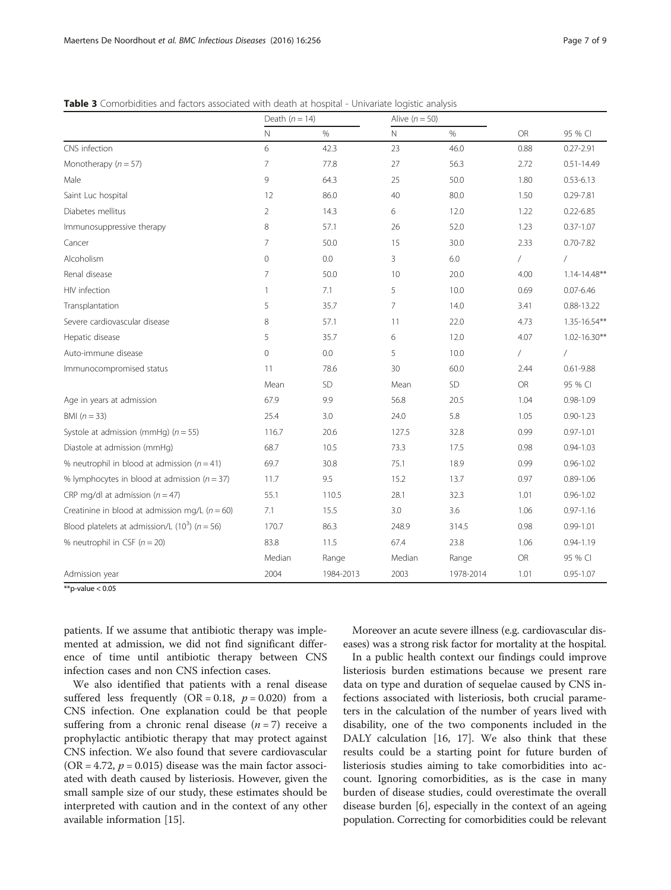**Table 3** Comorbidities and factors associated with death at hospital - Univariate logistic analysis

| | Death ($n = 14$) | | Alive ($n = 50$) | | | |
|---|---|---|---|---|---|---|
| | N | % | N | % | OR | 95 % CI |
| CNS infection | 6 | 42.3 | 23 | 46.0 | 0.88 | 0.27-2.91 |
| Monotherapy ($n = 57$) | 7 | 77.8 | 27 | 56.3 | 2.72 | 0.51-14.49 |
| Male | 9 | 64.3 | 25 | 50.0 | 1.80 | 0.53-6.13 |
| Saint Luc hospital | 12 | 86.0 | 40 | 80.0 | 1.50 | 0.29-7.81 |
| Diabetes mellitus | 2 | 14.3 | 6 | 12.0 | 1.22 | 0.22-6.85 |
| Immunosuppressive therapy | 8 | 57.1 | 26 | 52.0 | 1.23 | 0.37-1.07 |
| Cancer | 7 | 50.0 | 15 | 30.0 | 2.33 | 0.70-7.82 |
| Alcoholism | 0 | 0.0 | 3 | 6.0 | / | / |
| Renal disease | 7 | 50.0 | 10 | 20.0 | 4.00 | 1.14-14.48** |
| HIV infection | 1 | 7.1 | 5 | 10.0 | 0.69 | 0.07-6.46 |
| Transplantation | 5 | 35.7 | 7 | 14.0 | 3.41 | 0.88-13.22 |
| Severe cardiovascular disease | 8 | 57.1 | 11 | 22.0 | 4.73 | 1.35-16.54** |
| Hepatic disease | 5 | 35.7 | 6 | 12.0 | 4.07 | 1.02-16.30** |
| Auto-immune disease | 0 | 0.0 | 5 | 10.0 | / | / |
| Immunocompromised status | 11 | 78.6 | 30 | 60.0 | 2.44 | 0.61-9.88 |
| | Mean | SD | Mean | SD | OR | 95 % CI |
| Age in years at admission | 67.9 | 9.9 | 56.8 | 20.5 | 1.04 | 0.98-1.09 |
| BMI ($n = 33$) | 25.4 | 3.0 | 24.0 | 5.8 | 1.05 | 0.90-1.23 |
| Systole at admission (mmHg) ($n = 55$) | 116.7 | 20.6 | 127.5 | 32.8 | 0.99 | 0.97-1.01 |
| Diastole at admission (mmHg) | 68.7 | 10.5 | 73.3 | 17.5 | 0.98 | 0.94-1.03 |
| % neutrophil in blood at admission ($n = 41$) | 69.7 | 30.8 | 75.1 | 18.9 | 0.99 | 0.96-1.02 |
| % lymphocytes in blood at admission ($n = 37$) | 11.7 | 9.5 | 15.2 | 13.7 | 0.97 | 0.89-1.06 |
| CRP mg/dl at admission ($n = 47$) | 55.1 | 110.5 | 28.1 | 32.3 | 1.01 | 0.96-1.02 |
| Creatinine in blood at admission mg/L ($n = 60$) | 7.1 | 15.5 | 3.0 | 3.6 | 1.06 | 0.97-1.16 |
| Blood platelets at admission/L ($10^3$) ($n = 56$) | 170.7 | 86.3 | 248.9 | 314.5 | 0.98 | 0.99-1.01 |
| % neutrophil in CSF ($n = 20$) | 83.8 | 11.5 | 67.4 | 23.8 | 1.06 | 0.94-1.19 |
| | Median | Range | Median | Range | OR | 95 % CI |
| Admission year | 2004 | 1984-2013 | 2003 | 1978-2014 | 1.01 | 0.95-1.07 |

**p-value < 0.05

patients. If we assume that antibiotic therapy was implemented at admission, we did not find significant difference of time until antibiotic therapy between CNS infection cases and non CNS infection cases.

We also identified that patients with a renal disease suffered less frequently (OR = 0.18, $p = 0.020$) from a CNS infection. One explanation could be that people suffering from a chronic renal disease ($n = 7$) receive a prophylactic antibiotic therapy that may protect against CNS infection. We also found that severe cardiovascular (OR = 4.72, $p = 0.015$) disease was the main factor associated with death caused by listeriosis. However, given the small sample size of our study, these estimates should be interpreted with caution and in the context of any other available information [15].

Moreover an acute severe illness (e.g. cardiovascular diseases) was a strong risk factor for mortality at the hospital.

In a public health context our findings could improve listeriosis burden estimations because we present rare data on type and duration of sequelae caused by CNS infections associated with listeriosis, both crucial parameters in the calculation of the number of years lived with disability, one of the two components included in the DALY calculation [16, 17]. We also think that these results could be a starting point for future burden of listeriosis studies aiming to take comorbidities into account. Ignoring comorbidities, as is the case in many burden of disease studies, could overestimate the overall disease burden [6], especially in the context of an ageing population. Correcting for comorbidities could be relevant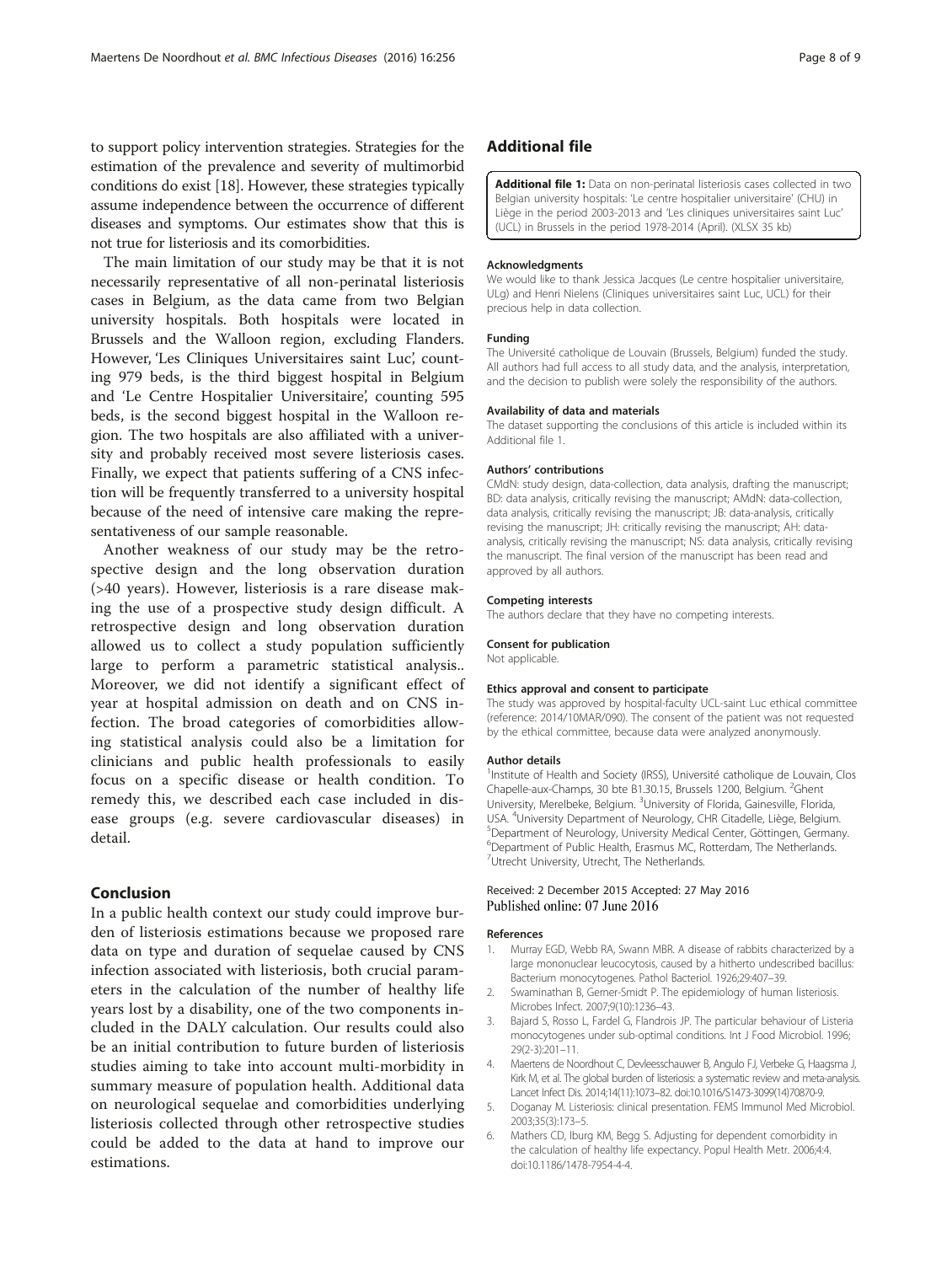to support policy intervention strategies. Strategies for the estimation of the prevalence and severity of multimorbid conditions do exist [18]. However, these strategies typically assume independence between the occurrence of different diseases and symptoms. Our estimates show that this is not true for listeriosis and its comorbidities.

The main limitation of our study may be that it is not necessarily representative of all non-perinatal listeriosis cases in Belgium, as the data came from two Belgian university hospitals. Both hospitals were located in Brussels and the Walloon region, excluding Flanders. However, 'Les Cliniques Universitaires saint Luc', counting 979 beds, is the third biggest hospital in Belgium and 'Le Centre Hospitalier Universitaire', counting 595 beds, is the second biggest hospital in the Walloon region. The two hospitals are also affiliated with a university and probably received most severe listeriosis cases. Finally, we expect that patients suffering of a CNS infection will be frequently transferred to a university hospital because of the need of intensive care making the representativeness of our sample reasonable.

Another weakness of our study may be the retrospective design and the long observation duration (>40 years). However, listeriosis is a rare disease making the use of a prospective study design difficult. A retrospective design and long observation duration allowed us to collect a study population sufficiently large to perform a parametric statistical analysis.. Moreover, we did not identify a significant effect of year at hospital admission on death and on CNS infection. The broad categories of comorbidities allowing statistical analysis could also be a limitation for clinicians and public health professionals to easily focus on a specific disease or health condition. To remedy this, we described each case included in disease groups (e.g. severe cardiovascular diseases) in detail.

## Conclusion

In a public health context our study could improve burden of listeriosis estimations because we proposed rare data on type and duration of sequelae caused by CNS infection associated with listeriosis, both crucial parameters in the calculation of the number of healthy life years lost by a disability, one of the two components included in the DALY calculation. Our results could also be an initial contribution to future burden of listeriosis studies aiming to take into account multi-morbidity in summary measure of population health. Additional data on neurological sequelae and comorbidities underlying listeriosis collected through other retrospective studies could be added to the data at hand to improve our estimations.

## Additional file

**Additional file 1:** Data on non-perinatal listeriosis cases collected in two Belgian university hospitals: 'Le centre hospitalier universitaire' (CHU) in Liège in the period 2003-2013 and 'Les cliniques universitaires saint Luc' (UCL) in Brussels in the period 1978-2014 (April). (XLSX 35 kb)

#### Acknowledgments

We would like to thank Jessica Jacques (Le centre hospitalier universitaire, ULg) and Henri Nielens (Cliniques universitaires saint Luc, UCL) for their precious help in data collection.

#### Funding

The Université catholique de Louvain (Brussels, Belgium) funded the study. All authors had full access to all study data, and the analysis, interpretation, and the decision to publish were solely the responsibility of the authors.

#### Availability of data and materials

The dataset supporting the conclusions of this article is included within its Additional file 1.

#### Authors' contributions

CMdN: study design, data-collection, data analysis, drafting the manuscript; BD: data analysis, critically revising the manuscript; AMdN: data-collection, data analysis, critically revising the manuscript; JB: data-analysis, critically revising the manuscript; JH: critically revising the manuscript; AH: data-analysis, critically revising the manuscript; NS: data analysis, critically revising the manuscript. The final version of the manuscript has been read and approved by all authors.

#### Competing interests

The authors declare that they have no competing interests.

#### Consent for publication

Not applicable.

#### Ethics approval and consent to participate

The study was approved by hospital-faculty UCL-saint Luc ethical committee (reference: 2014/10MAR/090). The consent of the patient was not requested by the ethical committee, because data were analyzed anonymously.

#### Author details

[1]Institute of Health and Society (IRSS), Université catholique de Louvain, Clos Chapelle-aux-Champs, 30 bte B1.30.15, Brussels 1200, Belgium. [2]Ghent University, Merelbeke, Belgium. [3]University of Florida, Gainesville, Florida, USA. [4]University Department of Neurology, CHR Citadelle, Liège, Belgium. [5]Department of Neurology, University Medical Center, Göttingen, Germany. [6]Department of Public Health, Erasmus MC, Rotterdam, The Netherlands. [7]Utrecht University, Utrecht, The Netherlands.

Received: 2 December 2015 Accepted: 27 May 2016
Published online: 07 June 2016

#### References

1. Murray EGD, Webb RA, Swann MBR. A disease of rabbits characterized by a large mononuclear leucocytosis, caused by a hitherto undescribed bacillus: Bacterium monocytogenes. Pathol Bacteriol. 1926;29:407–39.
2. Swaminathan B, Gerner-Smidt P. The epidemiology of human listeriosis. Microbes Infect. 2007;9(10):1236–43.
3. Bajard S, Rosso L, Fardel G, Flandrois JP. The particular behaviour of Listeria monocytogenes under sub-optimal conditions. Int J Food Microbiol. 1996; 29(2-3):201–11.
4. Maertens de Noordhout C, Devleesschauwer B, Angulo FJ, Verbeke G, Haagsma J, Kirk M, et al. The global burden of listeriosis: a systematic review and meta-analysis. Lancet Infect Dis. 2014;14(11):1073–82. doi:10.1016/S1473-3099(14)70870-9.
5. Doganay M. Listeriosis: clinical presentation. FEMS Immunol Med Microbiol. 2003;35(3):173–5.
6. Mathers CD, Iburg KM, Begg S. Adjusting for dependent comorbidity in the calculation of healthy life expectancy. Popul Health Metr. 2006;4:4. doi:10.1186/1478-7954-4-4.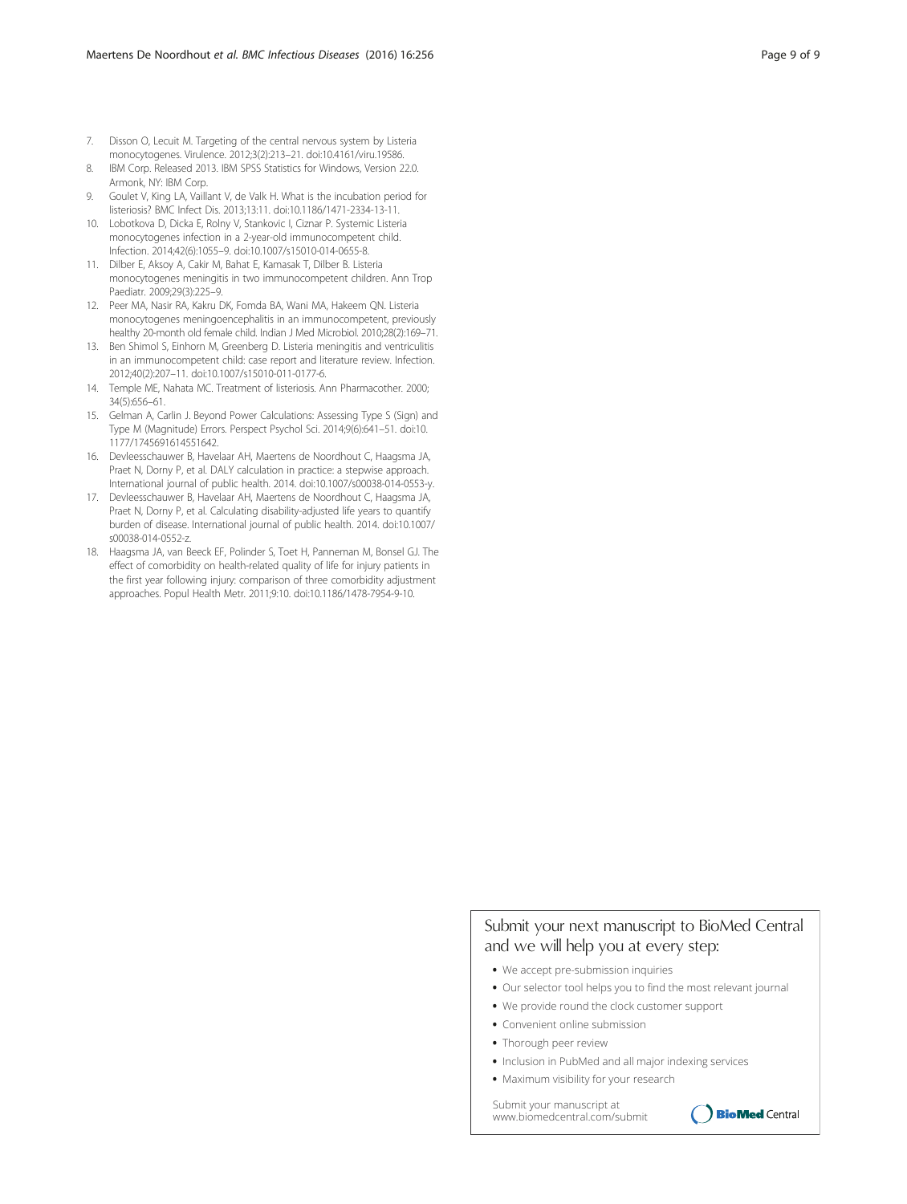7. Disson O, Lecuit M. Targeting of the central nervous system by Listeria monocytogenes. Virulence. 2012;3(2):213–21. doi:10.4161/viru.19586.
8. IBM Corp. Released 2013. IBM SPSS Statistics for Windows, Version 22.0. Armonk, NY: IBM Corp.
9. Goulet V, King LA, Vaillant V, de Valk H. What is the incubation period for listeriosis? BMC Infect Dis. 2013;13:11. doi:10.1186/1471-2334-13-11.
10. Lobotkova D, Dicka E, Rolny V, Stankovic I, Ciznar P. Systemic Listeria monocytogenes infection in a 2-year-old immunocompetent child. Infection. 2014;42(6):1055–9. doi:10.1007/s15010-014-0655-8.
11. Dilber E, Aksoy A, Cakir M, Bahat E, Kamasak T, Dilber B. Listeria monocytogenes meningitis in two immunocompetent children. Ann Trop Paediatr. 2009;29(3):225–9.
12. Peer MA, Nasir RA, Kakru DK, Fomda BA, Wani MA, Hakeem QN. Listeria monocytogenes meningoencephalitis in an immunocompetent, previously healthy 20-month old female child. Indian J Med Microbiol. 2010;28(2):169–71.
13. Ben Shimol S, Einhorn M, Greenberg D. Listeria meningitis and ventriculitis in an immunocompetent child: case report and literature review. Infection. 2012;40(2):207–11. doi:10.1007/s15010-011-0177-6.
14. Temple ME, Nahata MC. Treatment of listeriosis. Ann Pharmacother. 2000; 34(5):656–61.
15. Gelman A, Carlin J. Beyond Power Calculations: Assessing Type S (Sign) and Type M (Magnitude) Errors. Perspect Psychol Sci. 2014;9(6):641–51. doi:10.1177/1745691614551642.
16. Devleesschauwer B, Havelaar AH, Maertens de Noordhout C, Haagsma JA, Praet N, Dorny P, et al. DALY calculation in practice: a stepwise approach. International journal of public health. 2014. doi:10.1007/s00038-014-0553-y.
17. Devleesschauwer B, Havelaar AH, Maertens de Noordhout C, Haagsma JA, Praet N, Dorny P, et al. Calculating disability-adjusted life years to quantify burden of disease. International journal of public health. 2014. doi:10.1007/s00038-014-0552-z.
18. Haagsma JA, van Beeck EF, Polinder S, Toet H, Panneman M, Bonsel GJ. The effect of comorbidity on health-related quality of life for injury patients in the first year following injury: comparison of three comorbidity adjustment approaches. Popul Health Metr. 2011;9:10. doi:10.1186/1478-7954-9-10.

Submit your next manuscript to BioMed Central and we will help you at every step:

- We accept pre-submission inquiries
- Our selector tool helps you to find the most relevant journal
- We provide round the clock customer support
- Convenient online submission
- Thorough peer review
- Inclusion in PubMed and all major indexing services
- Maximum visibility for your research

Submit your manuscript at www.biomedcentral.com/submit

BioMed Central